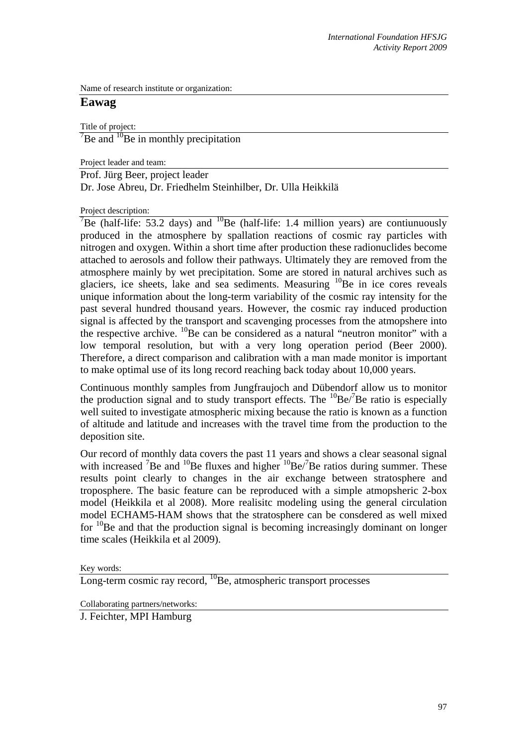Name of research institute or organization:

## Eawag

Title of project:

$^{7}Be$ and $^{10}Be$ in monthly precipitation

Project leader and team:

Prof. Jürg Beer, project leader
Dr. Jose Abreu, Dr. Friedhelm Steinhilber, Dr. Ulla Heikkilä

Project description:

$^{7}Be$ (half-life: 53.2 days) and $^{10}Be$ (half-life: 1.4 million years) are contiunuously produced in the atmosphere by spallation reactions of cosmic ray particles with nitrogen and oxygen. Within a short time after production these radionuclides become attached to aerosols and follow their pathways. Ultimately they are removed from the atmosphere mainly by wet precipitation. Some are stored in natural archives such as glaciers, ice sheets, lake and sea sediments. Measuring $^{10}Be$ in ice cores reveals unique information about the long-term variability of the cosmic ray intensity for the past several hundred thousand years. However, the cosmic ray induced production signal is affected by the transport and scavenging processes from the atmopshere into the respective archive. $^{10}Be$ can be considered as a natural "neutron monitor" with a low temporal resolution, but with a very long operation period (Beer 2000). Therefore, a direct comparison and calibration with a man made monitor is important to make optimal use of its long record reaching back today about 10,000 years.

Continuous monthly samples from Jungfraujoch and Dübendorf allow us to monitor the production signal and to study transport effects. The $^{10}Be/^{7}Be$ ratio is especially well suited to investigate atmospheric mixing because the ratio is known as a function of altitude and latitude and increases with the travel time from the production to the deposition site.

Our record of monthly data covers the past 11 years and shows a clear seasonal signal with increased $^{7}Be$ and $^{10}Be$ fluxes and higher $^{10}Be/^{7}Be$ ratios during summer. These results point clearly to changes in the air exchange between stratosphere and troposphere. The basic feature can be reproduced with a simple atmopsheric 2-box model (Heikkila et al 2008). More realisitc modeling using the general circulation model ECHAM5-HAM shows that the stratosphere can be consdered as well mixed for $^{10}Be$ and that the production signal is becoming increasingly dominant on longer time scales (Heikkila et al 2009).

Key words:

Long-term cosmic ray record, $^{10}Be$, atmospheric transport processes

Collaborating partners/networks:

J. Feichter, MPI Hamburg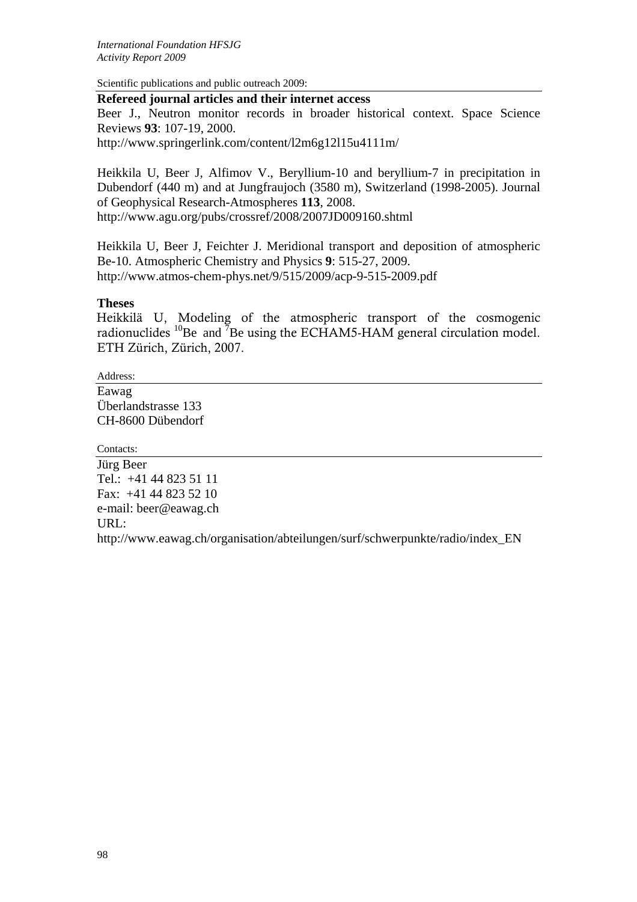Scientific publications and public outreach 2009:

**Refereed journal articles and their internet access**

Beer J., Neutron monitor records in broader historical context. Space Science Reviews **93**: 107-19, 2000.
http://www.springerlink.com/content/l2m6g12l15u4111m/

Heikkila U, Beer J, Alfimov V., Beryllium-10 and beryllium-7 in precipitation in Dubendorf (440 m) and at Jungfraujoch (3580 m), Switzerland (1998-2005). Journal of Geophysical Research-Atmospheres **113**, 2008.
http://www.agu.org/pubs/crossref/2008/2007JD009160.shtml

Heikkila U, Beer J, Feichter J. Meridional transport and deposition of atmospheric Be-10. Atmospheric Chemistry and Physics **9**: 515-27, 2009.
http://www.atmos-chem-phys.net/9/515/2009/acp-9-515-2009.pdf

**Theses**

Heikkilä U, Modeling of the atmospheric transport of the cosmogenic radionuclides $^{10}$Be and $^{7}$Be using the ECHAM5-HAM general circulation model. ETH Zürich, Zürich, 2007.

Address:

Eawag
Überlandstrasse 133
CH-8600 Dübendorf

Contacts:

Jürg Beer
Tel.: +41 44 823 51 11
Fax: +41 44 823 52 10
e-mail: beer@eawag.ch
URL:
http://www.eawag.ch/organisation/abteilungen/surf/schwerpunkte/radio/index_EN